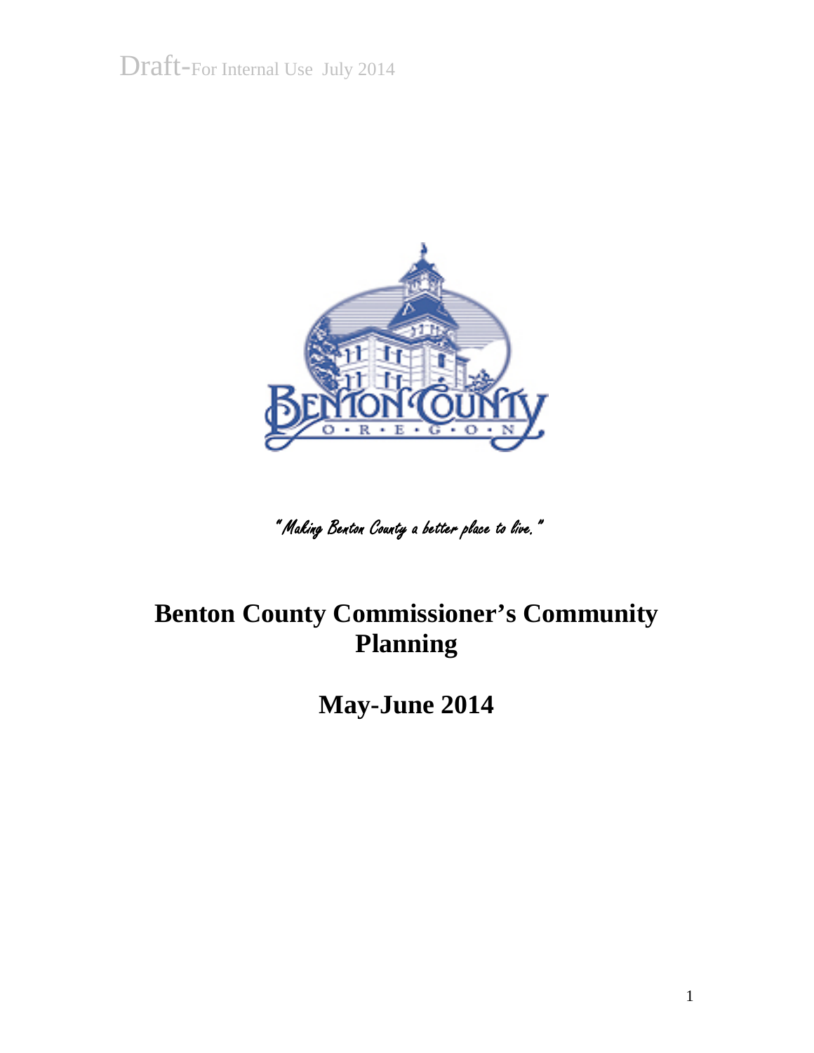Draft-For Internal Use July 2014

*"Making Benton County a better place to live."*

# Benton County Commissioner's Community Planning

# May-June 2014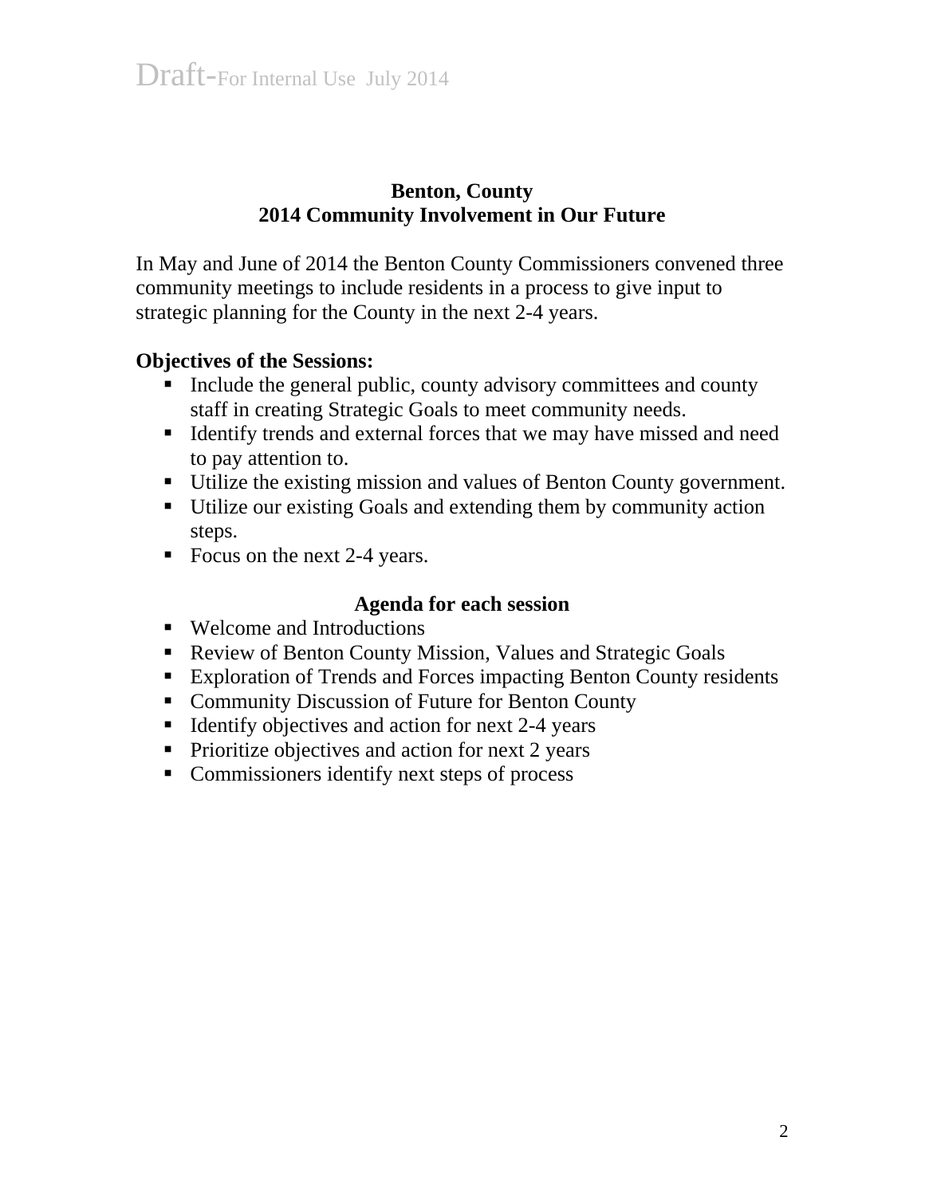Draft-For Internal Use July 2014

**Benton, County**
**2014 Community Involvement in Our Future**

In May and June of 2014 the Benton County Commissioners convened three community meetings to include residents in a process to give input to strategic planning for the County in the next 2-4 years.

**Objectives of the Sessions:**

- Include the general public, county advisory committees and county staff in creating Strategic Goals to meet community needs.
- Identify trends and external forces that we may have missed and need to pay attention to.
- Utilize the existing mission and values of Benton County government.
- Utilize our existing Goals and extending them by community action steps.
- Focus on the next 2-4 years.

**Agenda for each session**

- Welcome and Introductions
- Review of Benton County Mission, Values and Strategic Goals
- Exploration of Trends and Forces impacting Benton County residents
- Community Discussion of Future for Benton County
- Identify objectives and action for next 2-4 years
- Prioritize objectives and action for next 2 years
- Commissioners identify next steps of process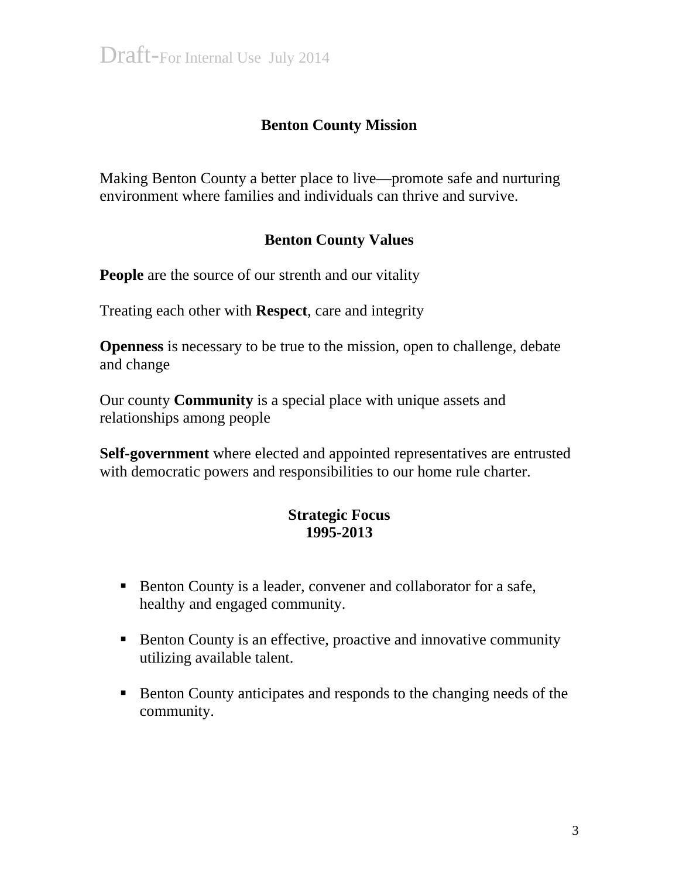Draft-For Internal Use July 2014

## Benton County Mission

Making Benton County a better place to live—promote safe and nurturing environment where families and individuals can thrive and survive.

## Benton County Values

**People** are the source of our strenth and our vitality

Treating each other with **Respect**, care and integrity

**Openness** is necessary to be true to the mission, open to challenge, debate and change

Our county **Community** is a special place with unique assets and relationships among people

**Self-government** where elected and appointed representatives are entrusted with democratic powers and responsibilities to our home rule charter.

## Strategic Focus 1995-2013

- Benton County is a leader, convener and collaborator for a safe, healthy and engaged community.
- Benton County is an effective, proactive and innovative community utilizing available talent.
- Benton County anticipates and responds to the changing needs of the community.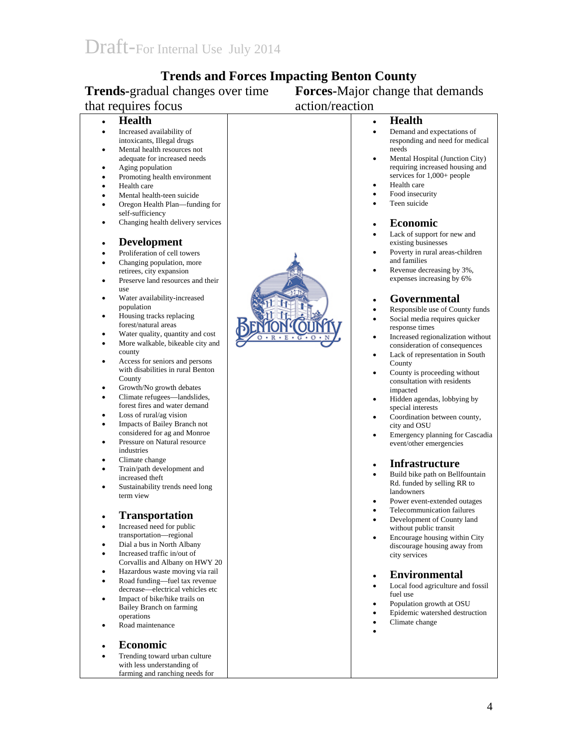Draft-For Internal Use July 2014

# Trends and Forces Impacting Benton County

**Trends**-gradual changes over time that requires focus

- **Health**
- Increased availability of intoxicants, Illegal drugs
- Mental health resources not adequate for increased needs
- Aging population
- Promoting health environment
- Health care
- Mental health-teen suicide
- Oregon Health Plan—funding for self-sufficiency
- Changing health delivery services

- **Development**
- Proliferation of cell towers
- Changing population, more retirees, city expansion
- Preserve land resources and their use
- Water availability-increased population
- Housing tracks replacing forest/natural areas
- Water quality, quantity and cost
- More walkable, bikeable city and county
- Access for seniors and persons with disabilities in rural Benton County
- Growth/No growth debates
- Climate refugees—landslides, forest fires and water demand
- Loss of rural/ag vision
- Impacts of Bailey Branch not considered for ag and Monroe
- Pressure on Natural resource industries
- Climate change
- Train/path development and increased theft
- Sustainability trends need long term view

- **Transportation**
- Increased need for public transportation—regional
- Dial a bus in North Albany
- Increased traffic in/out of Corvallis and Albany on HWY 20
- Hazardous waste moving via rail
- Road funding—fuel tax revenue decrease—electrical vehicles etc
- Impact of bike/hike trails on Bailey Branch on farming operations
- Road maintenance

- **Economic**
- Trending toward urban culture with less understanding of farming and ranching needs for

**Forces**-Major change that demands action/reaction

- **Health**
- Demand and expectations of responding and need for medical needs
- Mental Hospital (Junction City) requiring increased housing and services for 1,000+ people
- Health care
- Food insecurity
- Teen suicide

- **Economic**
- Lack of support for new and existing businesses
- Poverty in rural areas-children and families
- Revenue decreasing by 3%, expenses increasing by 6%

- **Governmental**
- Responsible use of County funds
- Social media requires quicker response times
- Increased regionalization without consideration of consequences
- Lack of representation in South County
- County is proceeding without consultation with residents impacted
- Hidden agendas, lobbying by special interests
- Coordination between county, city and OSU
- Emergency planning for Cascadia event/other emergencies

- **Infrastructure**
- Build bike path on Bellfountain Rd. funded by selling RR to landowners
- Power event-extended outages
- Telecommunication failures
- Development of County land without public transit
- Encourage housing within City discourage housing away from city services

- **Environmental**
- Local food agriculture and fossil fuel use
- Population growth at OSU
- Epidemic watershed destruction
- Climate change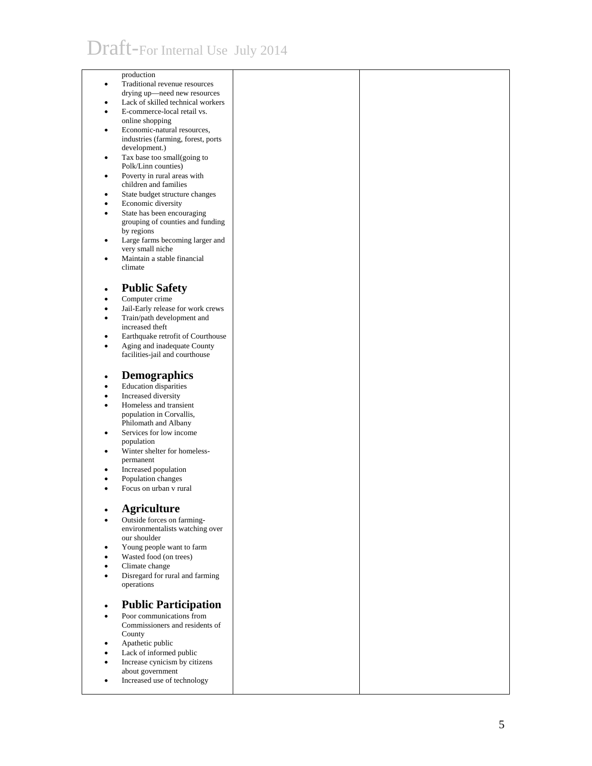Draft-For Internal Use July 2014

| | | |
|---|---|---|
| production<br>• Traditional revenue resources drying up—need new resources<br>• Lack of skilled technical workers<br>• E-commerce-local retail vs. online shopping<br>• Economic-natural resources, industries (farming, forest, ports development.)<br>• Tax base too small(going to Polk/Linn counties)<br>• Poverty in rural areas with children and families<br>• State budget structure changes<br>• Economic diversity<br>• State has been encouraging grouping of counties and funding by regions<br>• Large farms becoming larger and very small niche<br>• Maintain a stable financial climate<br><br>• **Public Safety**<br>• Computer crime<br>• Jail-Early release for work crews<br>• Train/path development and increased theft<br>• Earthquake retrofit of Courthouse<br>• Aging and inadequate County facilities-jail and courthouse<br><br>• **Demographics**<br>• Education disparities<br>• Increased diversity<br>• Homeless and transient population in Corvallis, Philomath and Albany<br>• Services for low income population<br>• Winter shelter for homeless-permanent<br>• Increased population<br>• Population changes<br>• Focus on urban v rural<br><br>• **Agriculture**<br>• Outside forces on farming-environmentalists watching over our shoulder<br>• Young people want to farm<br>• Wasted food (on trees)<br>• Climate change<br>• Disregard for rural and farming operations<br><br>• **Public Participation**<br>• Poor communications from Commissioners and residents of County<br>• Apathetic public<br>• Lack of informed public<br>• Increase cynicism by citizens about government<br>• Increased use of technology | | |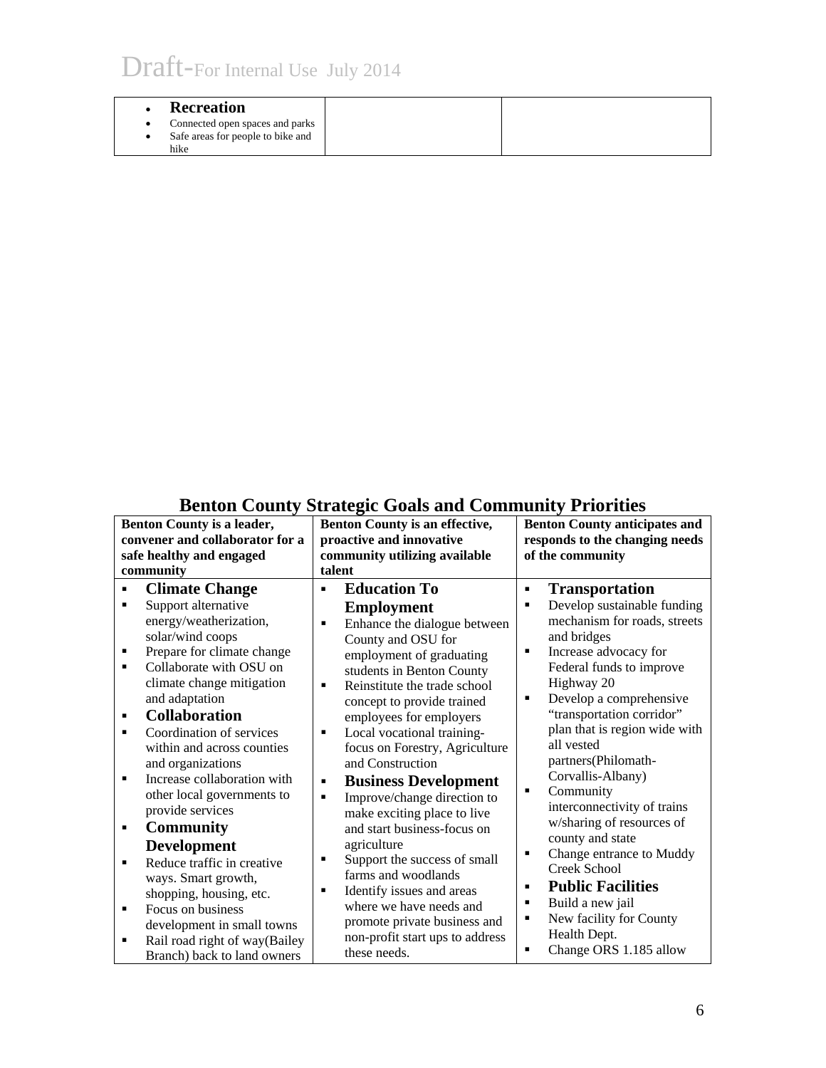Draft-For Internal Use July 2014

| | | |
|---|---|---|
| • **Recreation**<br>• Connected open spaces and parks<br>• Safe areas for people to bike and hike | | |

## Benton County Strategic Goals and Community Priorities

| Benton County is a leader, convener and collaborator for a safe healthy and engaged community | Benton County is an effective, proactive and innovative community utilizing available talent | Benton County anticipates and responds to the changing needs of the community |
|---|---|---|
| ▪ **Climate Change**<br>▪ Support alternative energy/weatherization, solar/wind coops<br>▪ Prepare for climate change<br>▪ Collaborate with OSU on climate change mitigation and adaptation<br>▪ **Collaboration**<br>▪ Coordination of services within and across counties and organizations<br>▪ Increase collaboration with other local governments to provide services<br>▪ **Community Development**<br>▪ Reduce traffic in creative ways. Smart growth, shopping, housing, etc.<br>▪ Focus on business development in small towns<br>▪ Rail road right of way(Bailey Branch) back to land owners | ▪ **Education To Employment**<br>▪ Enhance the dialogue between County and OSU for employment of graduating students in Benton County<br>▪ Reinstitute the trade school concept to provide trained employees for employers<br>▪ Local vocational training-focus on Forestry, Agriculture and Construction<br>▪ **Business Development**<br>▪ Improve/change direction to make exciting place to live and start business-focus on agriculture<br>▪ Support the success of small farms and woodlands<br>▪ Identify issues and areas where we have needs and promote private business and non-profit start ups to address these needs. | ▪ **Transportation**<br>▪ Develop sustainable funding mechanism for roads, streets and bridges<br>▪ Increase advocacy for Federal funds to improve Highway 20<br>▪ Develop a comprehensive "transportation corridor" plan that is region wide with all vested partners(Philomath-Corvallis-Albany)<br>▪ Community interconnectivity of trains w/sharing of resources of county and state<br>▪ Change entrance to Muddy Creek School<br>▪ **Public Facilities**<br>▪ Build a new jail<br>▪ New facility for County Health Dept.<br>▪ Change ORS 1.185 allow |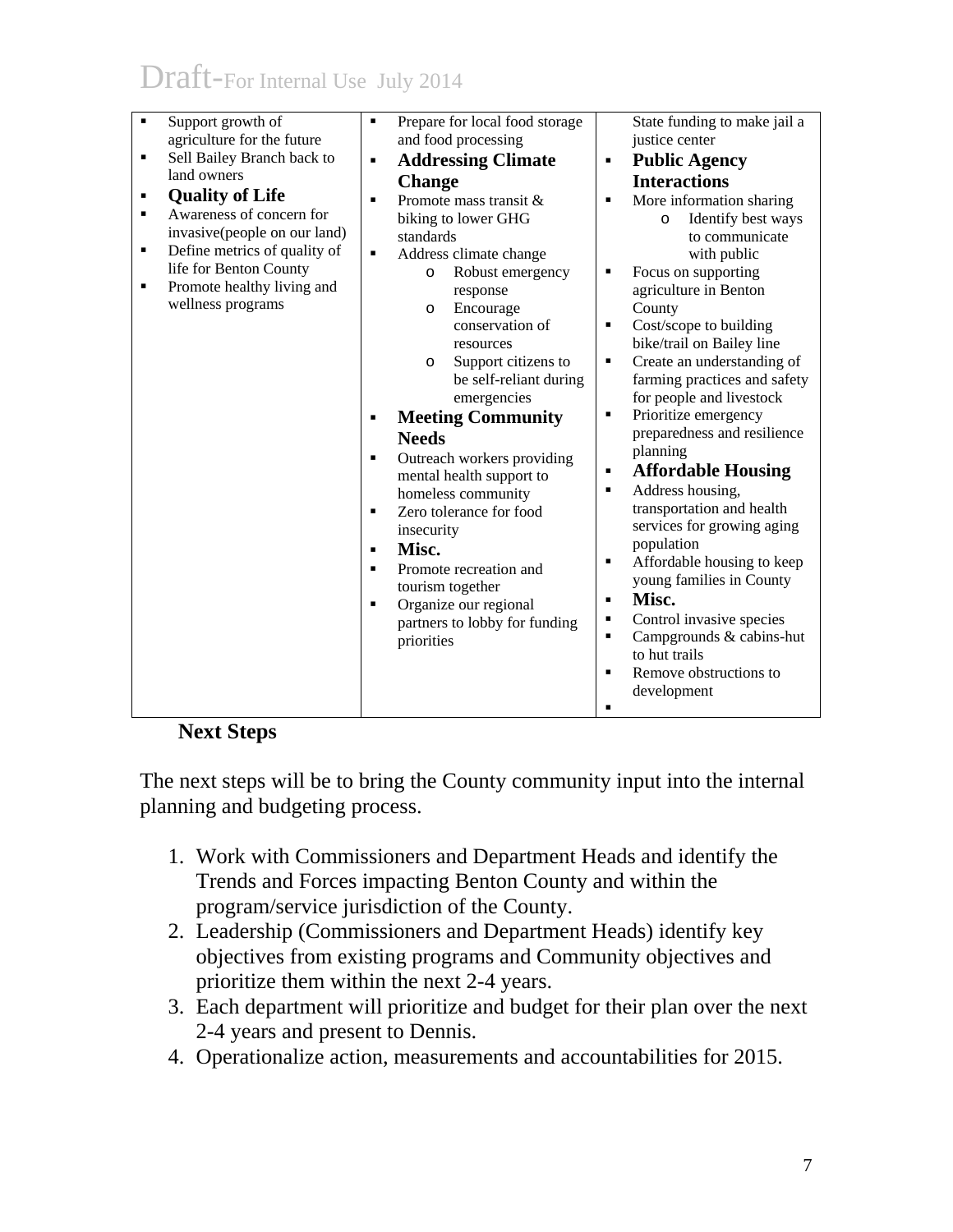Draft-For Internal Use July 2014

| | | |
|---|---|---|
| ▪ Support growth of agriculture for the future<br>▪ Sell Bailey Branch back to land owners<br>▪ **Quality of Life**<br>▪ Awareness of concern for invasive(people on our land)<br>▪ Define metrics of quality of life for Benton County<br>▪ Promote healthy living and wellness programs | ▪ Prepare for local food storage and food processing<br>▪ **Addressing Climate Change**<br>▪ Promote mass transit & biking to lower GHG standards<br>▪ Address climate change<br>&nbsp;&nbsp;o Robust emergency response<br>&nbsp;&nbsp;o Encourage conservation of resources<br>&nbsp;&nbsp;o Support citizens to be self-reliant during emergencies<br>▪ **Meeting Community Needs**<br>▪ Outreach workers providing mental health support to homeless community<br>▪ Zero tolerance for food insecurity<br>▪ **Misc.**<br>▪ Promote recreation and tourism together<br>▪ Organize our regional partners to lobby for funding priorities | State funding to make jail a justice center<br>▪ **Public Agency Interactions**<br>▪ More information sharing<br>&nbsp;&nbsp;o Identify best ways to communicate with public<br>▪ Focus on supporting agriculture in Benton County<br>▪ Cost/scope to building bike/trail on Bailey line<br>▪ Create an understanding of farming practices and safety for people and livestock<br>▪ Prioritize emergency preparedness and resilience planning<br>▪ **Affordable Housing**<br>▪ Address housing, transportation and health services for growing aging population<br>▪ Affordable housing to keep young families in County<br>▪ **Misc.**<br>▪ Control invasive species<br>▪ Campgrounds & cabins-hut to hut trails<br>▪ Remove obstructions to development<br>▪ |

## Next Steps

The next steps will be to bring the County community input into the internal planning and budgeting process.

1. Work with Commissioners and Department Heads and identify the Trends and Forces impacting Benton County and within the program/service jurisdiction of the County.
2. Leadership (Commissioners and Department Heads) identify key objectives from existing programs and Community objectives and prioritize them within the next 2-4 years.
3. Each department will prioritize and budget for their plan over the next 2-4 years and present to Dennis.
4. Operationalize action, measurements and accountabilities for 2015.